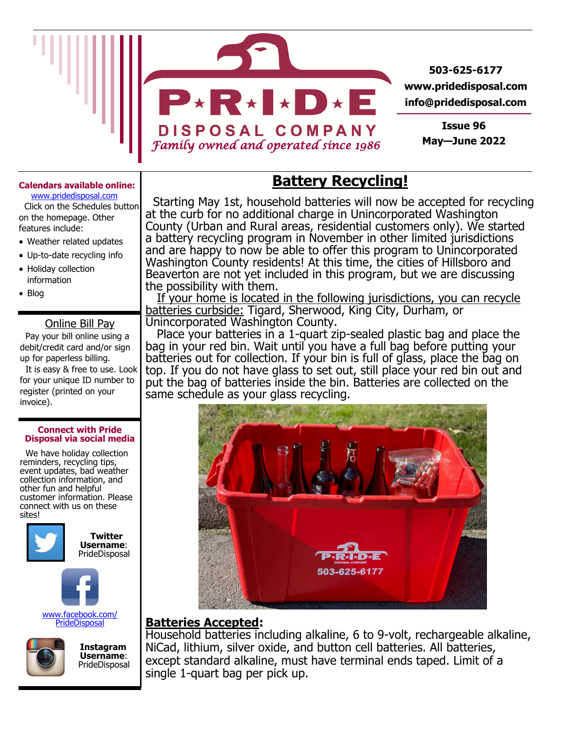# P★R★I★D★E DISPOSAL COMPANY

*Family owned and operated since 1986*

503-625-6177
www.pridedisposal.com
info@pridedisposal.com

Issue 96
May—June 2022

**Calendars available online:**
www.pridedisposal.com

Click on the Schedules button on the homepage. Other features include:

- Weather related updates
- Up-to-date recycling info
- Holiday collection information
- Blog

## Online Bill Pay

Pay your bill online using a debit/credit card and/or sign up for paperless billing.

It is easy & free to use. Look for your unique ID number to register (printed on your invoice).

**Connect with Pride Disposal via social media**

We have holiday collection reminders, recycling tips, event updates, bad weather collection information, and other fun and helpful customer information. Please connect with us on these sites!

**Twitter Username**: PrideDisposal

www.facebook.com/PrideDisposal

**Instagram Username**: PrideDisposal

## Battery Recycling!

Starting May 1st, household batteries will now be accepted for recycling at the curb for no additional charge in Unincorporated Washington County (Urban and Rural areas, residential customers only). We started a battery recycling program in November in other limited jurisdictions and are happy to now be able to offer this program to Unincorporated Washington County residents! At this time, the cities of Hillsboro and Beaverton are not yet included in this program, but we are discussing the possibility with them.

If your home is located in the following jurisdictions, you can recycle batteries curbside: Tigard, Sherwood, King City, Durham, or Unincorporated Washington County.

Place your batteries in a 1-quart zip-sealed plastic bag and place the bag in your red bin. Wait until you have a full bag before putting your batteries out for collection. If your bin is full of glass, place the bag on top. If you do not have glass to set out, still place your red bin out and put the bag of batteries inside the bin. Batteries are collected on the same schedule as your glass recycling.

**Batteries Accepted:**

Household batteries including alkaline, 6 to 9-volt, rechargeable alkaline, NiCad, lithium, silver oxide, and button cell batteries. All batteries, except standard alkaline, must have terminal ends taped. Limit of a single 1-quart bag per pick up.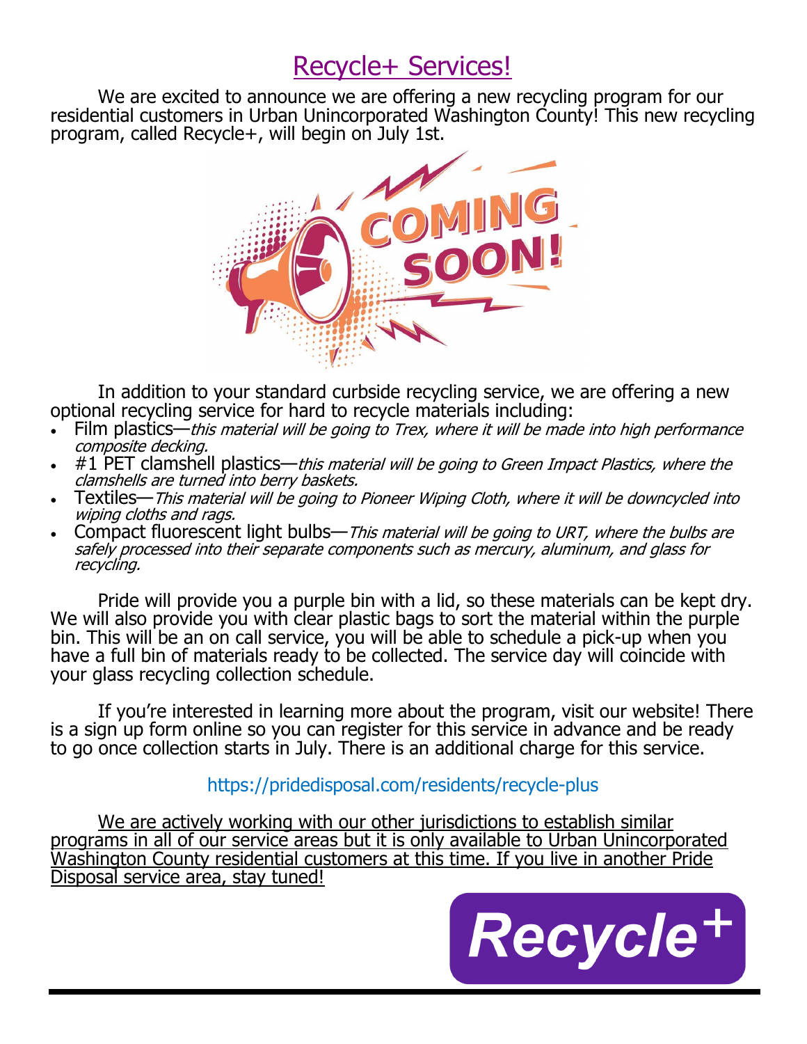# Recycle+ Services!

We are excited to announce we are offering a new recycling program for our residential customers in Urban Unincorporated Washington County! This new recycling program, called Recycle+, will begin on July 1st.

In addition to your standard curbside recycling service, we are offering a new optional recycling service for hard to recycle materials including:

- Film plastics—*this material will be going to Trex, where it will be made into high performance composite decking.*
- #1 PET clamshell plastics—*this material will be going to Green Impact Plastics, where the clamshells are turned into berry baskets.*
- Textiles—*This material will be going to Pioneer Wiping Cloth, where it will be downcycled into wiping cloths and rags.*
- Compact fluorescent light bulbs—*This material will be going to URT, where the bulbs are safely processed into their separate components such as mercury, aluminum, and glass for recycling.*

Pride will provide you a purple bin with a lid, so these materials can be kept dry. We will also provide you with clear plastic bags to sort the material within the purple bin. This will be an on call service, you will be able to schedule a pick-up when you have a full bin of materials ready to be collected. The service day will coincide with your glass recycling collection schedule.

If you're interested in learning more about the program, visit our website! There is a sign up form online so you can register for this service in advance and be ready to go once collection starts in July. There is an additional charge for this service.

https://pridedisposal.com/residents/recycle-plus

We are actively working with our other jurisdictions to establish similar programs in all of our service areas but it is only available to Urban Unincorporated Washington County residential customers at this time. If you live in another Pride Disposal service area, stay tuned!